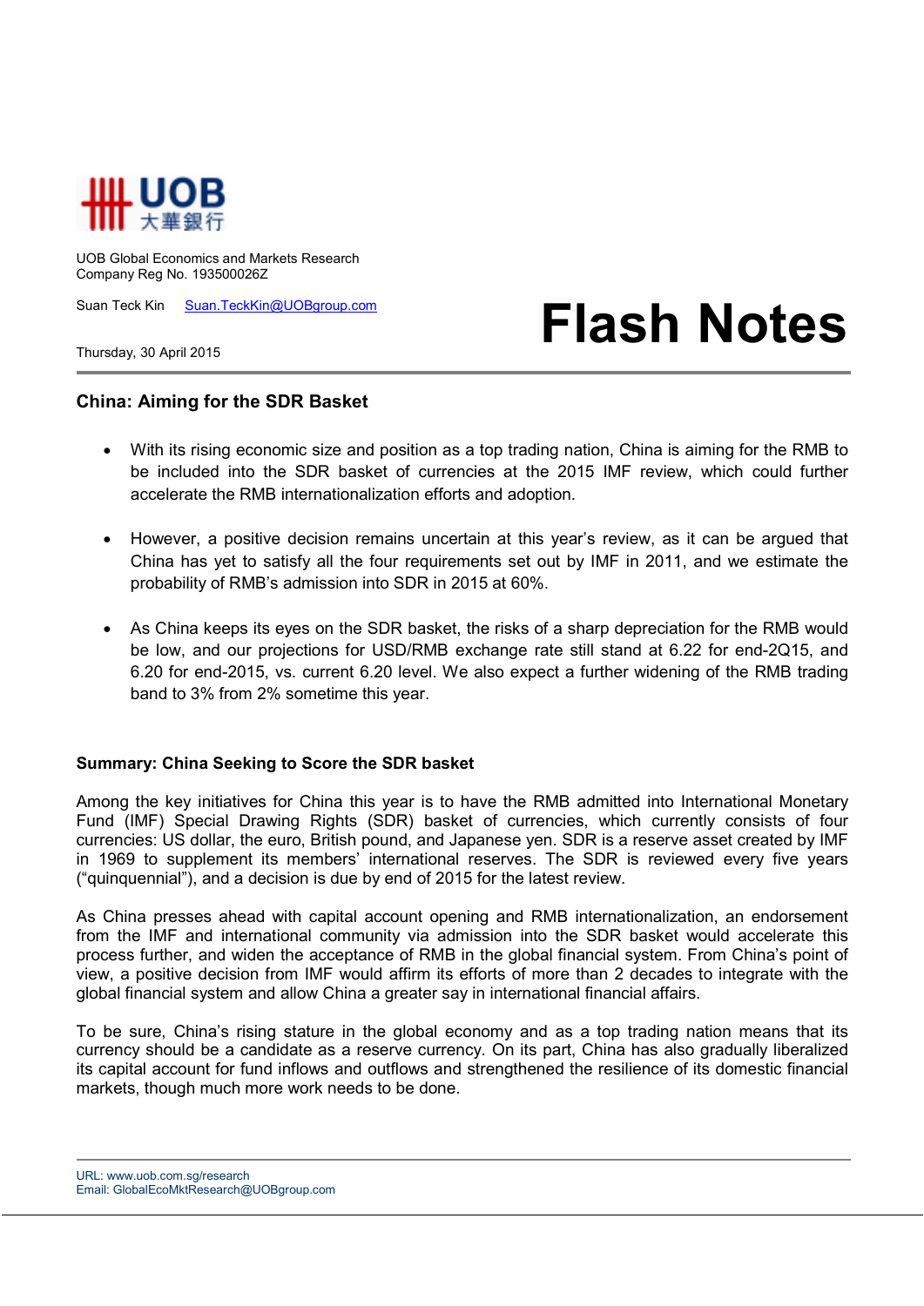UOB 大華銀行

UOB Global Economics and Markets Research
Company Reg No. 193500026Z

Suan Teck Kin Suan.TeckKin@UOBgroup.com

Thursday, 30 April 2015

# Flash Notes

## China: Aiming for the SDR Basket

- With its rising economic size and position as a top trading nation, China is aiming for the RMB to be included into the SDR basket of currencies at the 2015 IMF review, which could further accelerate the RMB internationalization efforts and adoption.
- However, a positive decision remains uncertain at this year's review, as it can be argued that China has yet to satisfy all the four requirements set out by IMF in 2011, and we estimate the probability of RMB's admission into SDR in 2015 at 60%.
- As China keeps its eyes on the SDR basket, the risks of a sharp depreciation for the RMB would be low, and our projections for USD/RMB exchange rate still stand at 6.22 for end-2Q15, and 6.20 for end-2015, vs. current 6.20 level. We also expect a further widening of the RMB trading band to 3% from 2% sometime this year.

### Summary: China Seeking to Score the SDR basket

Among the key initiatives for China this year is to have the RMB admitted into International Monetary Fund (IMF) Special Drawing Rights (SDR) basket of currencies, which currently consists of four currencies: US dollar, the euro, British pound, and Japanese yen. SDR is a reserve asset created by IMF in 1969 to supplement its members' international reserves. The SDR is reviewed every five years ("quinquennial"), and a decision is due by end of 2015 for the latest review.

As China presses ahead with capital account opening and RMB internationalization, an endorsement from the IMF and international community via admission into the SDR basket would accelerate this process further, and widen the acceptance of RMB in the global financial system. From China's point of view, a positive decision from IMF would affirm its efforts of more than 2 decades to integrate with the global financial system and allow China a greater say in international financial affairs.

To be sure, China's rising stature in the global economy and as a top trading nation means that its currency should be a candidate as a reserve currency. On its part, China has also gradually liberalized its capital account for fund inflows and outflows and strengthened the resilience of its domestic financial markets, though much more work needs to be done.

URL: www.uob.com.sg/research
Email: GlobalEcoMktResearch@UOBgroup.com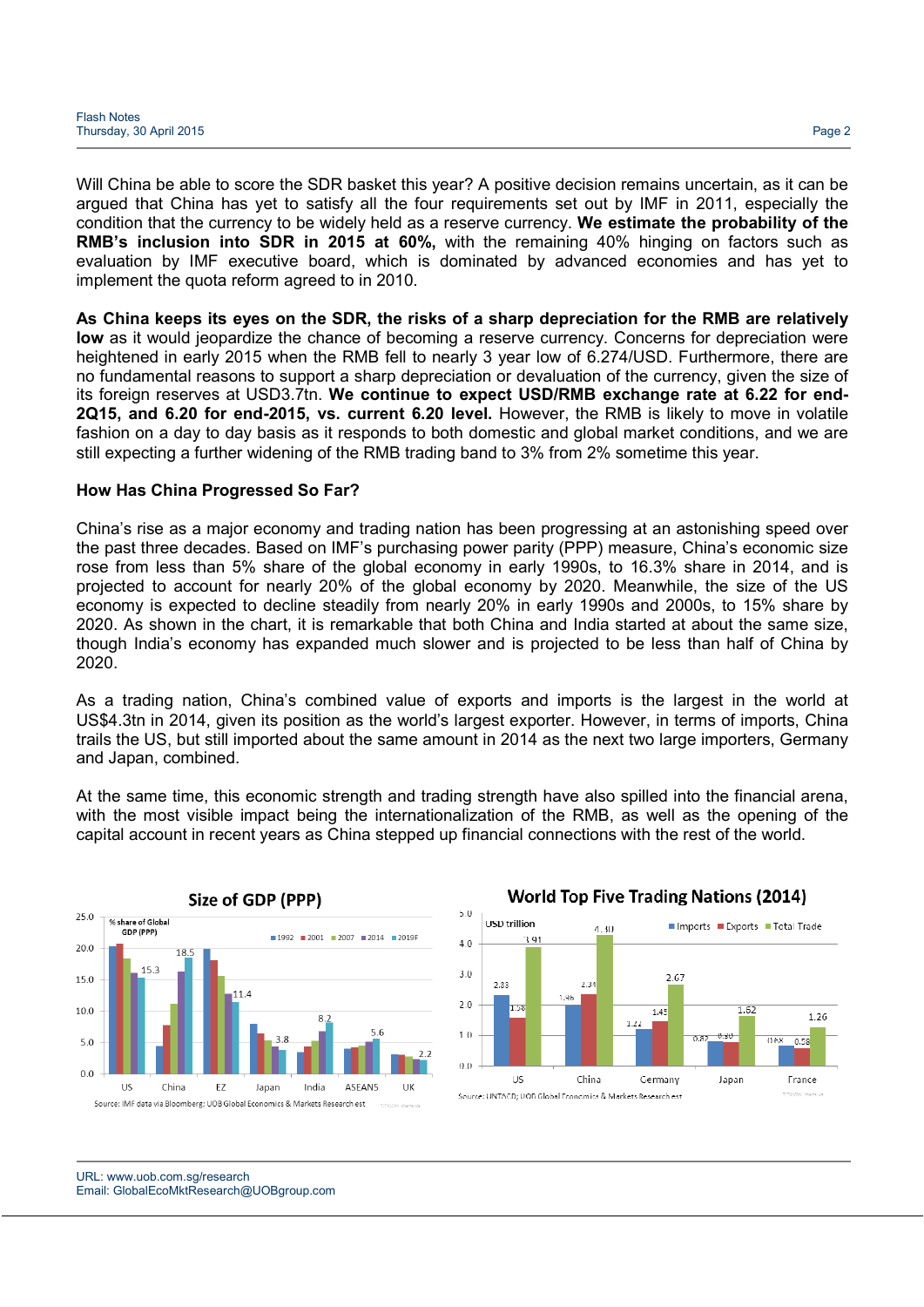Will China be able to score the SDR basket this year? A positive decision remains uncertain, as it can be argued that China has yet to satisfy all the four requirements set out by IMF in 2011, especially the condition that the currency to be widely held as a reserve currency. **We estimate the probability of the RMB's inclusion into SDR in 2015 at 60%,** with the remaining 40% hinging on factors such as evaluation by IMF executive board, which is dominated by advanced economies and has yet to implement the quota reform agreed to in 2010.

**As China keeps its eyes on the SDR, the risks of a sharp depreciation for the RMB are relatively low** as it would jeopardize the chance of becoming a reserve currency. Concerns for depreciation were heightened in early 2015 when the RMB fell to nearly 3 year low of 6.274/USD. Furthermore, there are no fundamental reasons to support a sharp depreciation or devaluation of the currency, given the size of its foreign reserves at USD3.7tn. **We continue to expect USD/RMB exchange rate at 6.22 for end-2Q15, and 6.20 for end-2015, vs. current 6.20 level.** However, the RMB is likely to move in volatile fashion on a day to day basis as it responds to both domestic and global market conditions, and we are still expecting a further widening of the RMB trading band to 3% from 2% sometime this year.

**How Has China Progressed So Far?**

China's rise as a major economy and trading nation has been progressing at an astonishing speed over the past three decades. Based on IMF's purchasing power parity (PPP) measure, China's economic size rose from less than 5% share of the global economy in early 1990s, to 16.3% share in 2014, and is projected to account for nearly 20% of the global economy by 2020. Meanwhile, the size of the US economy is expected to decline steadily from nearly 20% in early 1990s and 2000s, to 15% share by 2020. As shown in the chart, it is remarkable that both China and India started at about the same size, though India's economy has expanded much slower and is projected to be less than half of China by 2020.

As a trading nation, China's combined value of exports and imports is the largest in the world at US$4.3tn in 2014, given its position as the world's largest exporter. However, in terms of imports, China trails the US, but still imported about the same amount in 2014 as the next two large importers, Germany and Japan, combined.

At the same time, this economic strength and trading strength have also spilled into the financial arena, with the most visible impact being the internationalization of the RMB, as well as the opening of the capital account in recent years as China stepped up financial connections with the rest of the world.

**Size of GDP (PPP)**

% share of Global GDP (PPP)

1992, 2001, 2007, 2014, 2019F

25.0, 20.0, 15.0, 10.0, 5.0, 0.0

15.3, 18.5, 11.4, 3.8, 8.2, 5.6, 2.2

US, China, EZ, Japan, India, ASEAN5, UK

Source: IMF data via Bloomberg; UOB Global Economics & Markets Research est

**World Top Five Trading Nations (2014)**

USD trillion

Imports, Exports, Total Trade

5.0, 4.0, 3.0, 2.0, 1.0, 0.0

US: 2.33, 1.58, 3.91

China: 1.96, 2.34, 4.30

Germany: 1.22, 1.45, 2.67

Japan: 0.82, 0.80, 1.62

France: 0.68, 0.58, 1.26

Source: UNTACD; UOB Global Economics & Markets Research est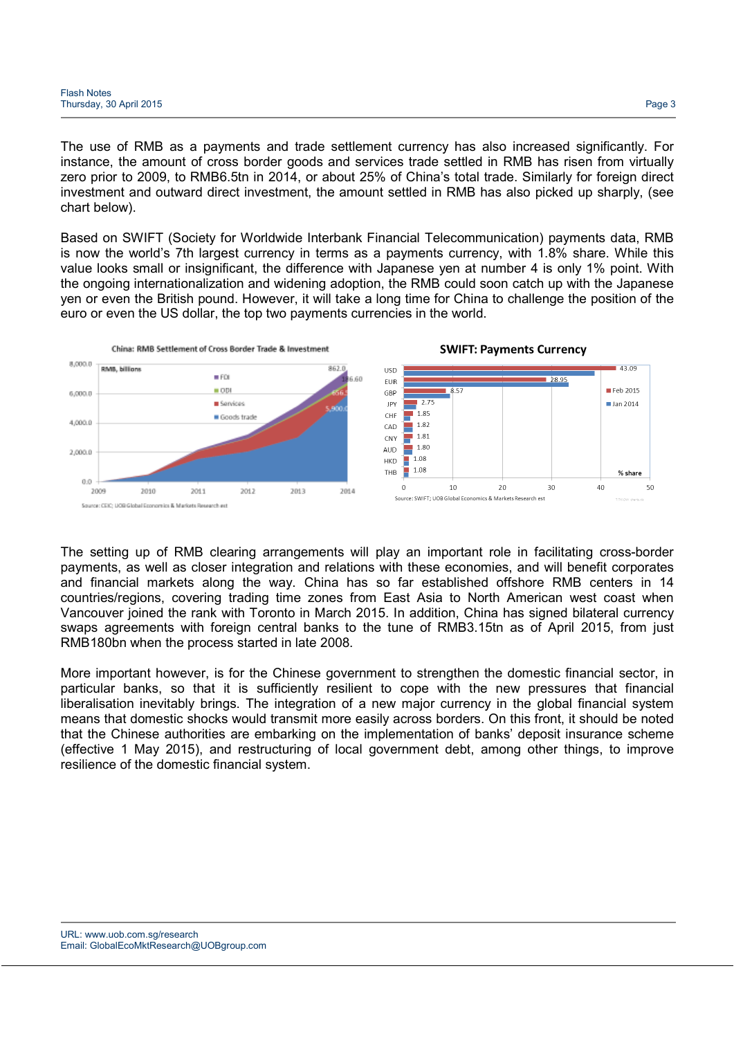The use of RMB as a payments and trade settlement currency has also increased significantly. For instance, the amount of cross border goods and services trade settled in RMB has risen from virtually zero prior to 2009, to RMB6.5tn in 2014, or about 25% of China's total trade. Similarly for foreign direct investment and outward direct investment, the amount settled in RMB has also picked up sharply, (see chart below).

Based on SWIFT (Society for Worldwide Interbank Financial Telecommunication) payments data, RMB is now the world's 7th largest currency in terms as a payments currency, with 1.8% share. While this value looks small or insignificant, the difference with Japanese yen at number 4 is only 1% point. With the ongoing internationalization and widening adoption, the RMB could soon catch up with the Japanese yen or even the British pound. However, it will take a long time for China to challenge the position of the euro or even the US dollar, the top two payments currencies in the world.

China: RMB Settlement of Cross Border Trade & Investment

RMB, billions

FDI
ODI
Services
Goods trade

8,000.0
6,000.0
4,000.0
2,000.0
0.0

2009 2010 2011 2012 2013 2014

862.0
186.60
656.5
5,900.0

Source: CEIC; UOB Global Economics & Markets Research est

SWIFT: Payments Currency

USD 43.09
EUR 28.95
GBP 8.57
JPY 2.75
CHF 1.85
CAD 1.82
CNY 1.81
AUD 1.80
HKD 1.08
THB 1.08

Feb 2015
Jan 2014

% share

0 10 20 30 40 50

Source: SWIFT; UOB Global Economics & Markets Research est

The setting up of RMB clearing arrangements will play an important role in facilitating cross-border payments, as well as closer integration and relations with these economies, and will benefit corporates and financial markets along the way. China has so far established offshore RMB centers in 14 countries/regions, covering trading time zones from East Asia to North American west coast when Vancouver joined the rank with Toronto in March 2015. In addition, China has signed bilateral currency swaps agreements with foreign central banks to the tune of RMB3.15tn as of April 2015, from just RMB180bn when the process started in late 2008.

More important however, is for the Chinese government to strengthen the domestic financial sector, in particular banks, so that it is sufficiently resilient to cope with the new pressures that financial liberalisation inevitably brings. The integration of a new major currency in the global financial system means that domestic shocks would transmit more easily across borders. On this front, it should be noted that the Chinese authorities are embarking on the implementation of banks' deposit insurance scheme (effective 1 May 2015), and restructuring of local government debt, among other things, to improve resilience of the domestic financial system.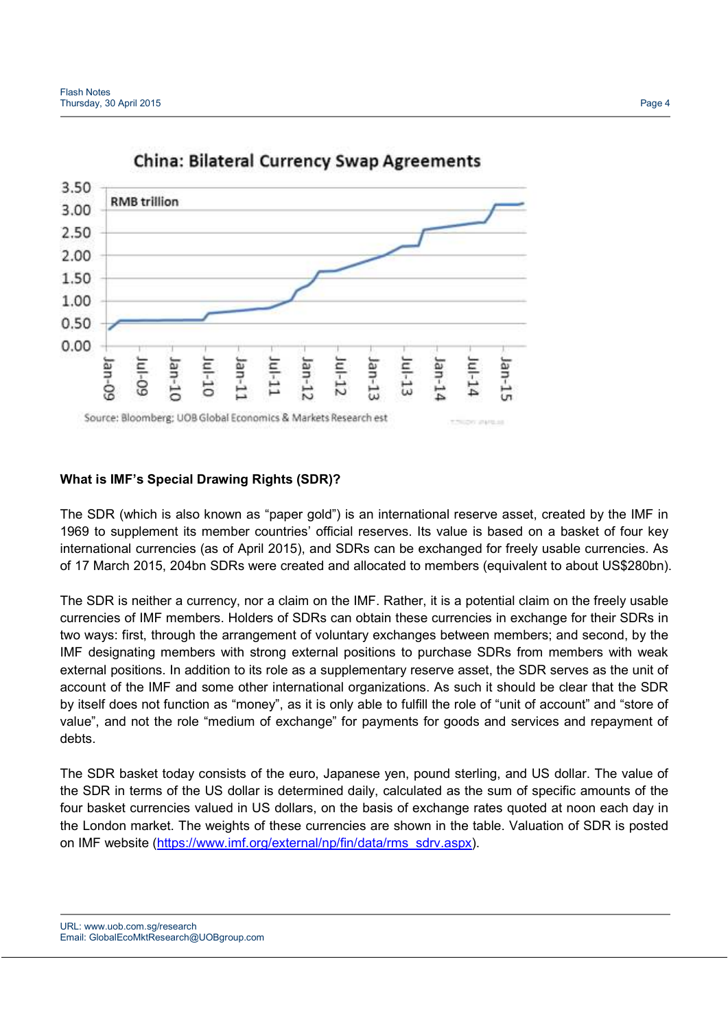China: Bilateral Currency Swap Agreements

Source: Bloomberg; UOB Global Economics & Markets Research est

**What is IMF's Special Drawing Rights (SDR)?**

The SDR (which is also known as "paper gold") is an international reserve asset, created by the IMF in 1969 to supplement its member countries' official reserves. Its value is based on a basket of four key international currencies (as of April 2015), and SDRs can be exchanged for freely usable currencies. As of 17 March 2015, 204bn SDRs were created and allocated to members (equivalent to about US$280bn).

The SDR is neither a currency, nor a claim on the IMF. Rather, it is a potential claim on the freely usable currencies of IMF members. Holders of SDRs can obtain these currencies in exchange for their SDRs in two ways: first, through the arrangement of voluntary exchanges between members; and second, by the IMF designating members with strong external positions to purchase SDRs from members with weak external positions. In addition to its role as a supplementary reserve asset, the SDR serves as the unit of account of the IMF and some other international organizations. As such it should be clear that the SDR by itself does not function as "money", as it is only able to fulfill the role of "unit of account" and "store of value", and not the role "medium of exchange" for payments for goods and services and repayment of debts.

The SDR basket today consists of the euro, Japanese yen, pound sterling, and US dollar. The value of the SDR in terms of the US dollar is determined daily, calculated as the sum of specific amounts of the four basket currencies valued in US dollars, on the basis of exchange rates quoted at noon each day in the London market. The weights of these currencies are shown in the table. Valuation of SDR is posted on IMF website (https://www.imf.org/external/np/fin/data/rms_sdrv.aspx).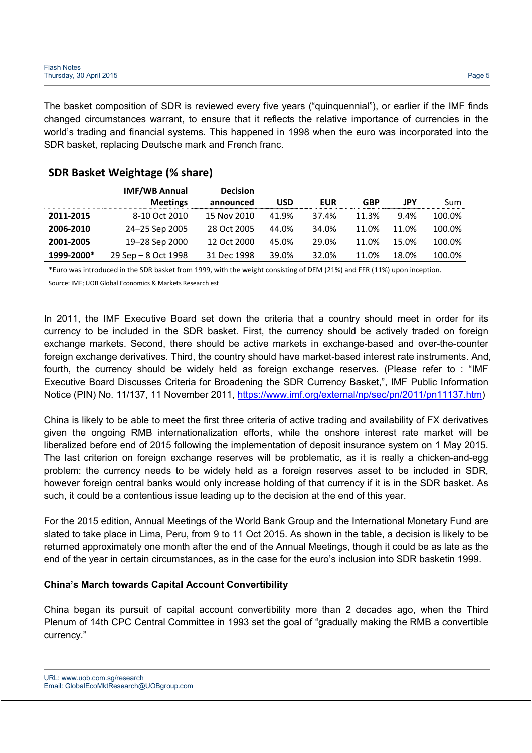The basket composition of SDR is reviewed every five years ("quinquennial"), or earlier if the IMF finds changed circumstances warrant, to ensure that it reflects the relative importance of currencies in the world's trading and financial systems. This happened in 1998 when the euro was incorporated into the SDR basket, replacing Deutsche mark and French franc.

**SDR Basket Weightage (% share)**

| | IMF/WB Annual Meetings | Decision announced | USD | EUR | GBP | JPY | Sum |
|---|---|---|---|---|---|---|---|
| **2011-2015** | 8-10 Oct 2010 | 15 Nov 2010 | 41.9% | 37.4% | 11.3% | 9.4% | 100.0% |
| **2006-2010** | 24–25 Sep 2005 | 28 Oct 2005 | 44.0% | 34.0% | 11.0% | 11.0% | 100.0% |
| **2001-2005** | 19–28 Sep 2000 | 12 Oct 2000 | 45.0% | 29.0% | 11.0% | 15.0% | 100.0% |
| **1999-2000*** | 29 Sep – 8 Oct 1998 | 31 Dec 1998 | 39.0% | 32.0% | 11.0% | 18.0% | 100.0% |

*Euro was introduced in the SDR basket from 1999, with the weight consisting of DEM (21%) and FFR (11%) upon inception.

Source: IMF; UOB Global Economics & Markets Research est

In 2011, the IMF Executive Board set down the criteria that a country should meet in order for its currency to be included in the SDR basket. First, the currency should be actively traded on foreign exchange markets. Second, there should be active markets in exchange-based and over-the-counter foreign exchange derivatives. Third, the country should have market-based interest rate instruments. And, fourth, the currency should be widely held as foreign exchange reserves. (Please refer to : "IMF Executive Board Discusses Criteria for Broadening the SDR Currency Basket,", IMF Public Information Notice (PIN) No. 11/137, 11 November 2011, https://www.imf.org/external/np/sec/pn/2011/pn11137.htm)

China is likely to be able to meet the first three criteria of active trading and availability of FX derivatives given the ongoing RMB internationalization efforts, while the onshore interest rate market will be liberalized before end of 2015 following the implementation of deposit insurance system on 1 May 2015. The last criterion on foreign exchange reserves will be problematic, as it is really a chicken-and-egg problem: the currency needs to be widely held as a foreign reserves asset to be included in SDR, however foreign central banks would only increase holding of that currency if it is in the SDR basket. As such, it could be a contentious issue leading up to the decision at the end of this year.

For the 2015 edition, Annual Meetings of the World Bank Group and the International Monetary Fund are slated to take place in Lima, Peru, from 9 to 11 Oct 2015. As shown in the table, a decision is likely to be returned approximately one month after the end of the Annual Meetings, though it could be as late as the end of the year in certain circumstances, as in the case for the euro's inclusion into SDR basketin 1999.

**China's March towards Capital Account Convertibility**

China began its pursuit of capital account convertibility more than 2 decades ago, when the Third Plenum of 14th CPC Central Committee in 1993 set the goal of "gradually making the RMB a convertible currency."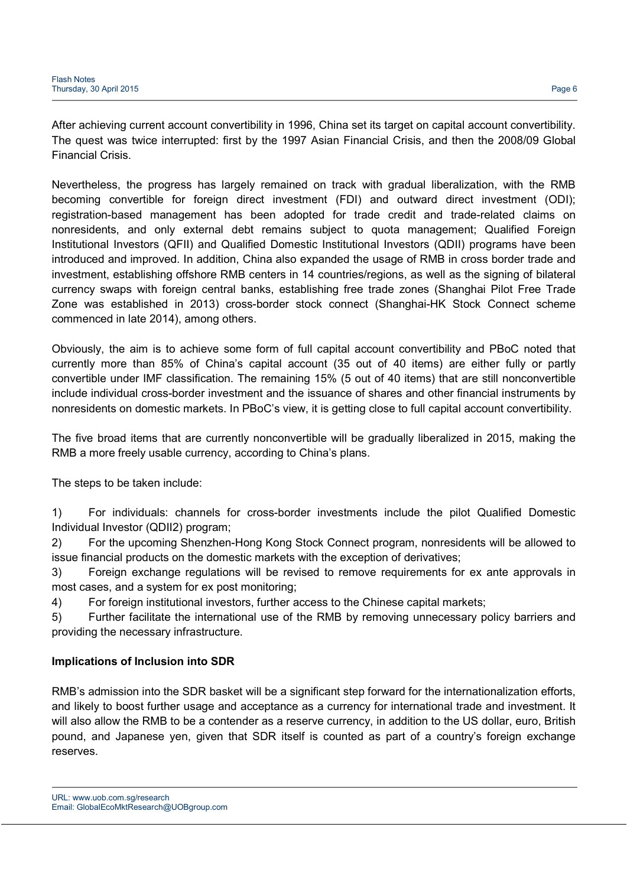After achieving current account convertibility in 1996, China set its target on capital account convertibility. The quest was twice interrupted: first by the 1997 Asian Financial Crisis, and then the 2008/09 Global Financial Crisis.

Nevertheless, the progress has largely remained on track with gradual liberalization, with the RMB becoming convertible for foreign direct investment (FDI) and outward direct investment (ODI); registration-based management has been adopted for trade credit and trade-related claims on nonresidents, and only external debt remains subject to quota management; Qualified Foreign Institutional Investors (QFII) and Qualified Domestic Institutional Investors (QDII) programs have been introduced and improved. In addition, China also expanded the usage of RMB in cross border trade and investment, establishing offshore RMB centers in 14 countries/regions, as well as the signing of bilateral currency swaps with foreign central banks, establishing free trade zones (Shanghai Pilot Free Trade Zone was established in 2013) cross-border stock connect (Shanghai-HK Stock Connect scheme commenced in late 2014), among others.

Obviously, the aim is to achieve some form of full capital account convertibility and PBoC noted that currently more than 85% of China's capital account (35 out of 40 items) are either fully or partly convertible under IMF classification. The remaining 15% (5 out of 40 items) that are still nonconvertible include individual cross-border investment and the issuance of shares and other financial instruments by nonresidents on domestic markets. In PBoC's view, it is getting close to full capital account convertibility.

The five broad items that are currently nonconvertible will be gradually liberalized in 2015, making the RMB a more freely usable currency, according to China's plans.

The steps to be taken include:

1) For individuals: channels for cross-border investments include the pilot Qualified Domestic Individual Investor (QDII2) program;
2) For the upcoming Shenzhen-Hong Kong Stock Connect program, nonresidents will be allowed to issue financial products on the domestic markets with the exception of derivatives;
3) Foreign exchange regulations will be revised to remove requirements for ex ante approvals in most cases, and a system for ex post monitoring;
4) For foreign institutional investors, further access to the Chinese capital markets;
5) Further facilitate the international use of the RMB by removing unnecessary policy barriers and providing the necessary infrastructure.

**Implications of Inclusion into SDR**

RMB's admission into the SDR basket will be a significant step forward for the internationalization efforts, and likely to boost further usage and acceptance as a currency for international trade and investment. It will also allow the RMB to be a contender as a reserve currency, in addition to the US dollar, euro, British pound, and Japanese yen, given that SDR itself is counted as part of a country's foreign exchange reserves.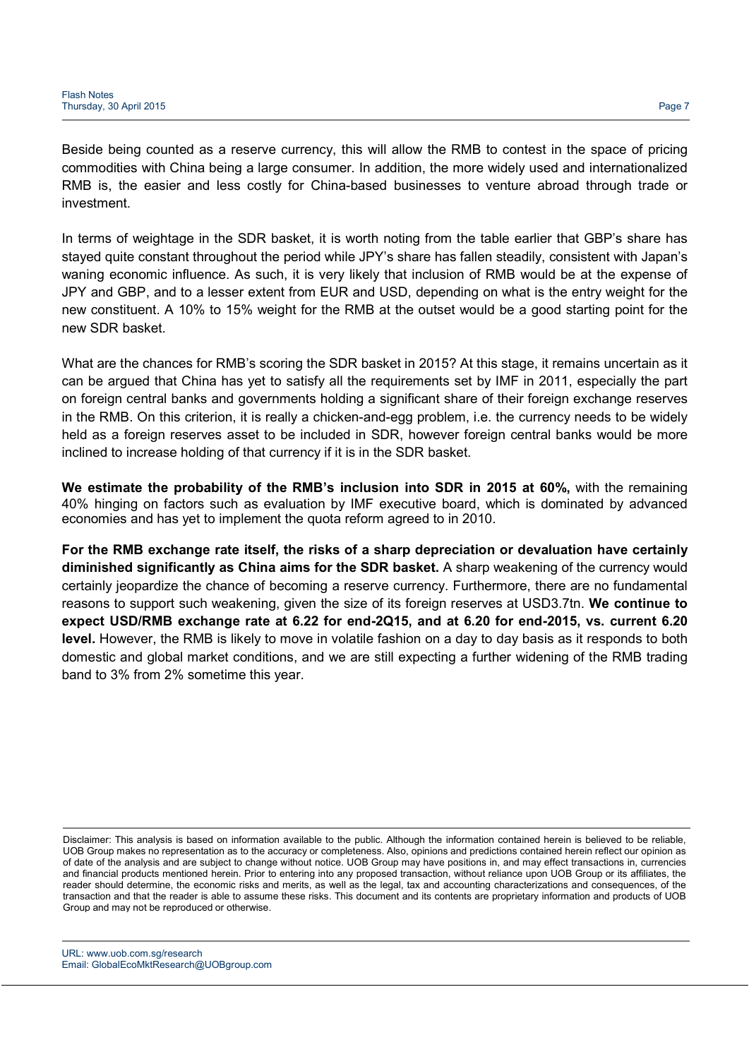Beside being counted as a reserve currency, this will allow the RMB to contest in the space of pricing commodities with China being a large consumer. In addition, the more widely used and internationalized RMB is, the easier and less costly for China-based businesses to venture abroad through trade or investment.

In terms of weightage in the SDR basket, it is worth noting from the table earlier that GBP's share has stayed quite constant throughout the period while JPY's share has fallen steadily, consistent with Japan's waning economic influence. As such, it is very likely that inclusion of RMB would be at the expense of JPY and GBP, and to a lesser extent from EUR and USD, depending on what is the entry weight for the new constituent. A 10% to 15% weight for the RMB at the outset would be a good starting point for the new SDR basket.

What are the chances for RMB's scoring the SDR basket in 2015? At this stage, it remains uncertain as it can be argued that China has yet to satisfy all the requirements set by IMF in 2011, especially the part on foreign central banks and governments holding a significant share of their foreign exchange reserves in the RMB. On this criterion, it is really a chicken-and-egg problem, i.e. the currency needs to be widely held as a foreign reserves asset to be included in SDR, however foreign central banks would be more inclined to increase holding of that currency if it is in the SDR basket.

**We estimate the probability of the RMB's inclusion into SDR in 2015 at 60%,** with the remaining 40% hinging on factors such as evaluation by IMF executive board, which is dominated by advanced economies and has yet to implement the quota reform agreed to in 2010.

**For the RMB exchange rate itself, the risks of a sharp depreciation or devaluation have certainly diminished significantly as China aims for the SDR basket.** A sharp weakening of the currency would certainly jeopardize the chance of becoming a reserve currency. Furthermore, there are no fundamental reasons to support such weakening, given the size of its foreign reserves at USD3.7tn. **We continue to expect USD/RMB exchange rate at 6.22 for end-2Q15, and at 6.20 for end-2015, vs. current 6.20 level.** However, the RMB is likely to move in volatile fashion on a day to day basis as it responds to both domestic and global market conditions, and we are still expecting a further widening of the RMB trading band to 3% from 2% sometime this year.

Disclaimer: This analysis is based on information available to the public. Although the information contained herein is believed to be reliable, UOB Group makes no representation as to the accuracy or completeness. Also, opinions and predictions contained herein reflect our opinion as of date of the analysis and are subject to change without notice. UOB Group may have positions in, and may effect transactions in, currencies and financial products mentioned herein. Prior to entering into any proposed transaction, without reliance upon UOB Group or its affiliates, the reader should determine, the economic risks and merits, as well as the legal, tax and accounting characterizations and consequences, of the transaction and that the reader is able to assume these risks. This document and its contents are proprietary information and products of UOB Group and may not be reproduced or otherwise.

URL: www.uob.com.sg/research
Email: GlobalEcoMktResearch@UOBgroup.com